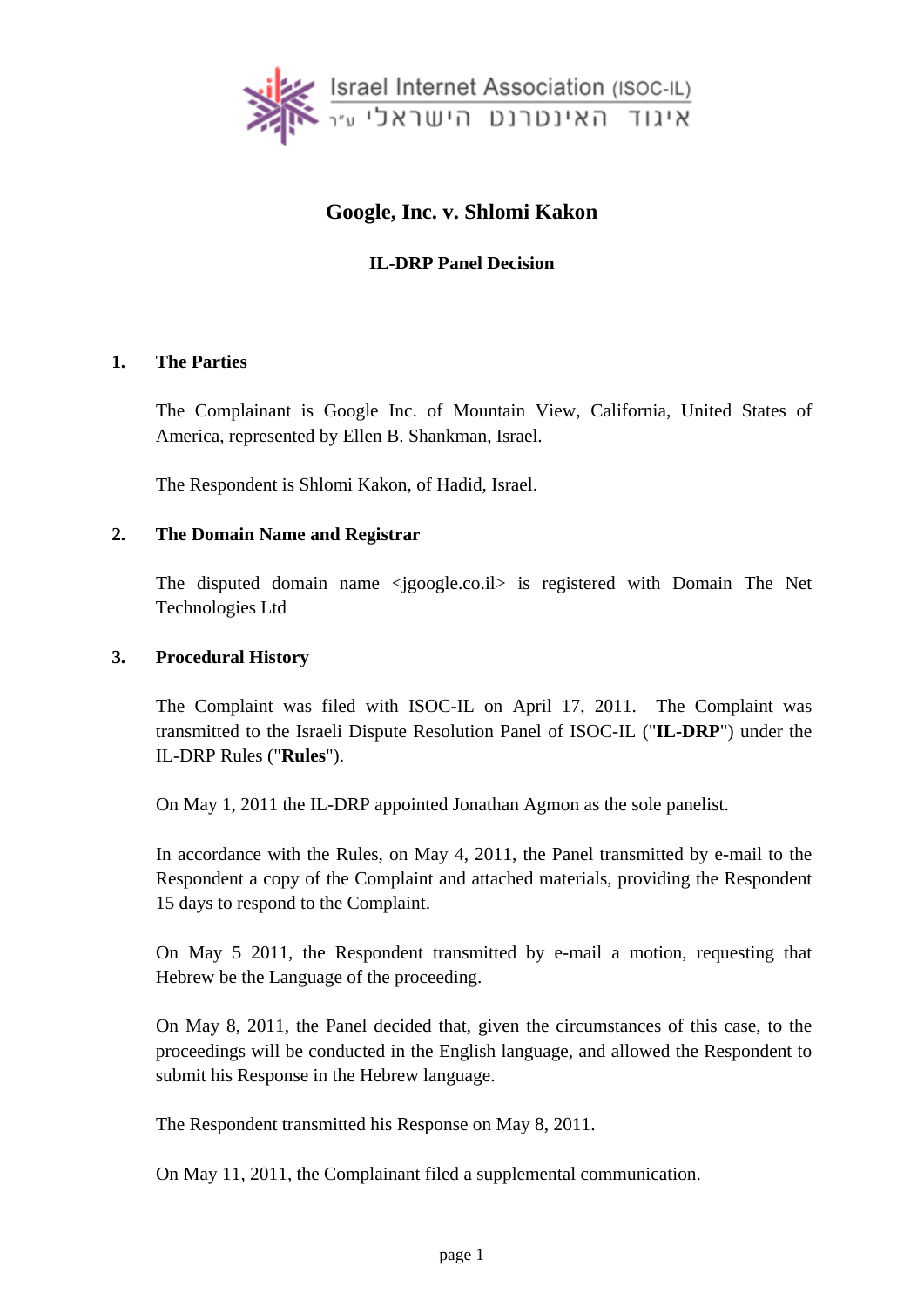Israel Internet Association (ISOC-IL)
איגוד האינטרנט הישראלי ע״ר

# Google, Inc. v. Shlomi Kakon

**IL-DRP Panel Decision**

## 1. The Parties

The Complainant is Google Inc. of Mountain View, California, United States of America, represented by Ellen B. Shankman, Israel.

The Respondent is Shlomi Kakon, of Hadid, Israel.

## 2. The Domain Name and Registrar

The disputed domain name <jgoogle.co.il> is registered with Domain The Net Technologies Ltd

## 3. Procedural History

The Complaint was filed with ISOC-IL on April 17, 2011. The Complaint was transmitted to the Israeli Dispute Resolution Panel of ISOC-IL ("**IL-DRP**") under the IL-DRP Rules ("**Rules**").

On May 1, 2011 the IL-DRP appointed Jonathan Agmon as the sole panelist.

In accordance with the Rules, on May 4, 2011, the Panel transmitted by e-mail to the Respondent a copy of the Complaint and attached materials, providing the Respondent 15 days to respond to the Complaint.

On May 5 2011, the Respondent transmitted by e-mail a motion, requesting that Hebrew be the Language of the proceeding.

On May 8, 2011, the Panel decided that, given the circumstances of this case, to the proceedings will be conducted in the English language, and allowed the Respondent to submit his Response in the Hebrew language.

The Respondent transmitted his Response on May 8, 2011.

On May 11, 2011, the Complainant filed a supplemental communication.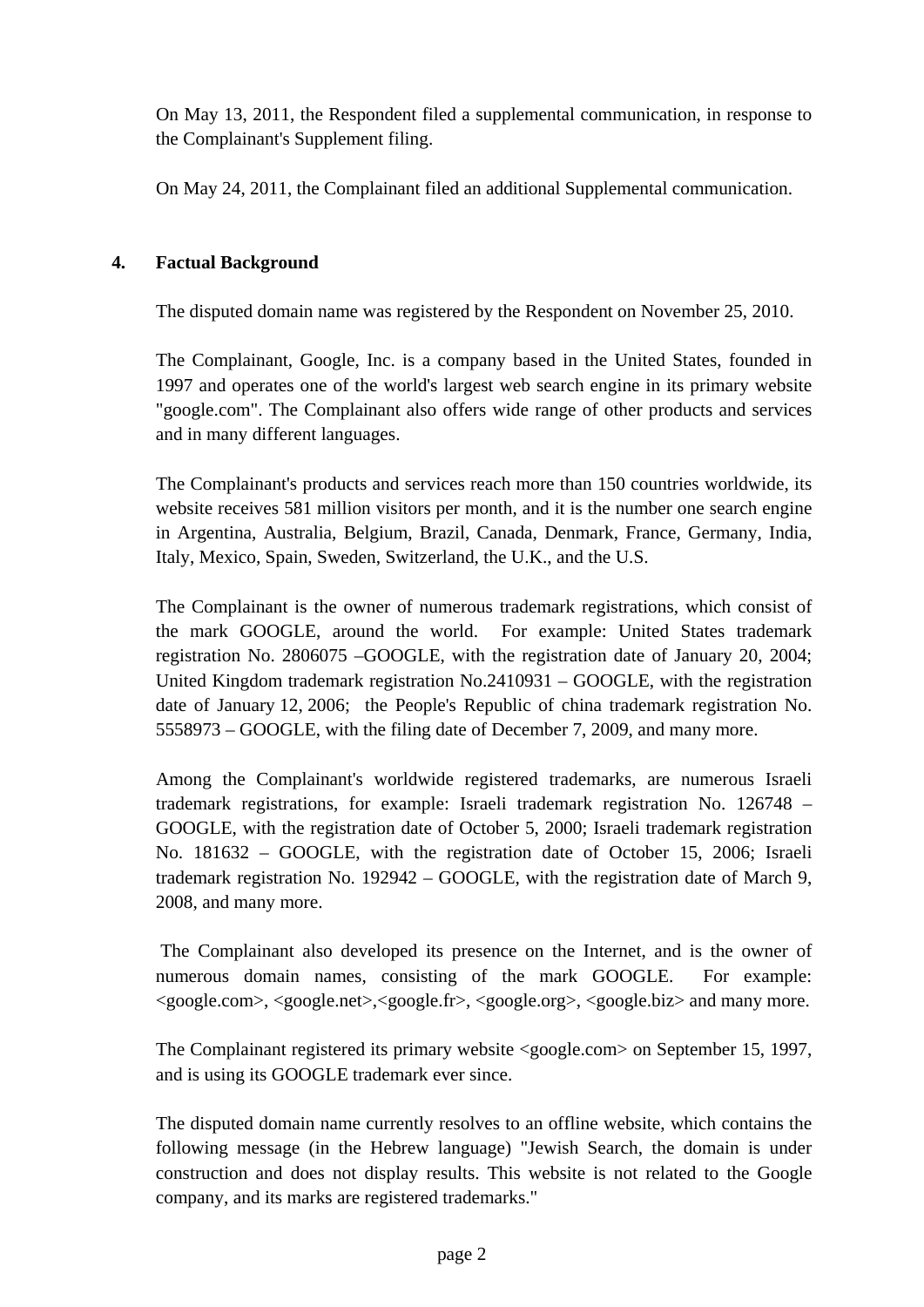On May 13, 2011, the Respondent filed a supplemental communication, in response to the Complainant's Supplement filing.

On May 24, 2011, the Complainant filed an additional Supplemental communication.

## 4. Factual Background

The disputed domain name was registered by the Respondent on November 25, 2010.

The Complainant, Google, Inc. is a company based in the United States, founded in 1997 and operates one of the world's largest web search engine in its primary website "google.com". The Complainant also offers wide range of other products and services and in many different languages.

The Complainant's products and services reach more than 150 countries worldwide, its website receives 581 million visitors per month, and it is the number one search engine in Argentina, Australia, Belgium, Brazil, Canada, Denmark, France, Germany, India, Italy, Mexico, Spain, Sweden, Switzerland, the U.K., and the U.S.

The Complainant is the owner of numerous trademark registrations, which consist of the mark GOOGLE, around the world. For example: United States trademark registration No. 2806075 –GOOGLE, with the registration date of January 20, 2004; United Kingdom trademark registration No.2410931 – GOOGLE, with the registration date of January 12, 2006; the People's Republic of china trademark registration No. 5558973 – GOOGLE, with the filing date of December 7, 2009, and many more.

Among the Complainant's worldwide registered trademarks, are numerous Israeli trademark registrations, for example: Israeli trademark registration No. 126748 – GOOGLE, with the registration date of October 5, 2000; Israeli trademark registration No. 181632 – GOOGLE, with the registration date of October 15, 2006; Israeli trademark registration No. 192942 – GOOGLE, with the registration date of March 9, 2008, and many more.

The Complainant also developed its presence on the Internet, and is the owner of numerous domain names, consisting of the mark GOOGLE. For example: <google.com>, <google.net>,<google.fr>, <google.org>, <google.biz> and many more.

The Complainant registered its primary website <google.com> on September 15, 1997, and is using its GOOGLE trademark ever since.

The disputed domain name currently resolves to an offline website, which contains the following message (in the Hebrew language) "Jewish Search, the domain is under construction and does not display results. This website is not related to the Google company, and its marks are registered trademarks."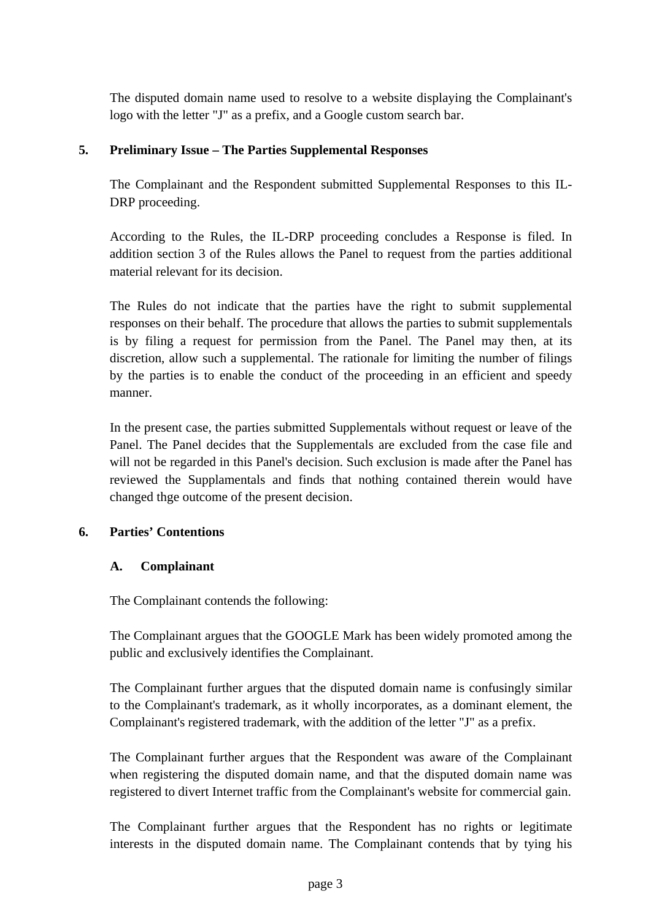The disputed domain name used to resolve to a website displaying the Complainant's logo with the letter "J" as a prefix, and a Google custom search bar.

## 5. Preliminary Issue – The Parties Supplemental Responses

The Complainant and the Respondent submitted Supplemental Responses to this IL-DRP proceeding.

According to the Rules, the IL-DRP proceeding concludes a Response is filed. In addition section 3 of the Rules allows the Panel to request from the parties additional material relevant for its decision.

The Rules do not indicate that the parties have the right to submit supplemental responses on their behalf. The procedure that allows the parties to submit supplementals is by filing a request for permission from the Panel. The Panel may then, at its discretion, allow such a supplemental. The rationale for limiting the number of filings by the parties is to enable the conduct of the proceeding in an efficient and speedy manner.

In the present case, the parties submitted Supplementals without request or leave of the Panel. The Panel decides that the Supplementals are excluded from the case file and will not be regarded in this Panel's decision. Such exclusion is made after the Panel has reviewed the Supplamentals and finds that nothing contained therein would have changed thge outcome of the present decision.

## 6. Parties' Contentions

### A. Complainant

The Complainant contends the following:

The Complainant argues that the GOOGLE Mark has been widely promoted among the public and exclusively identifies the Complainant.

The Complainant further argues that the disputed domain name is confusingly similar to the Complainant's trademark, as it wholly incorporates, as a dominant element, the Complainant's registered trademark, with the addition of the letter "J" as a prefix.

The Complainant further argues that the Respondent was aware of the Complainant when registering the disputed domain name, and that the disputed domain name was registered to divert Internet traffic from the Complainant's website for commercial gain.

The Complainant further argues that the Respondent has no rights or legitimate interests in the disputed domain name. The Complainant contends that by tying his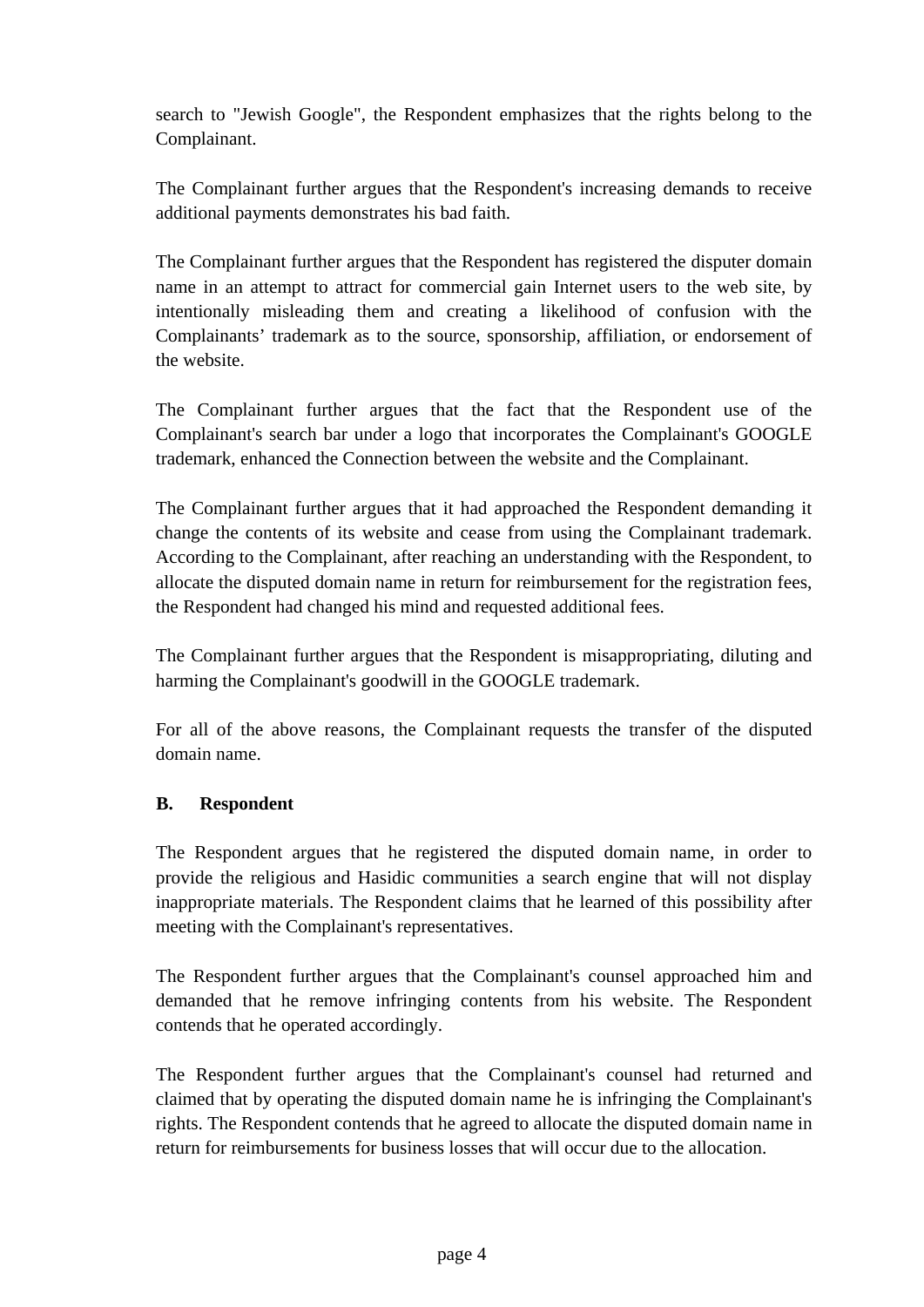search to "Jewish Google", the Respondent emphasizes that the rights belong to the Complainant.

The Complainant further argues that the Respondent's increasing demands to receive additional payments demonstrates his bad faith.

The Complainant further argues that the Respondent has registered the disputer domain name in an attempt to attract for commercial gain Internet users to the web site, by intentionally misleading them and creating a likelihood of confusion with the Complainants' trademark as to the source, sponsorship, affiliation, or endorsement of the website.

The Complainant further argues that the fact that the Respondent use of the Complainant's search bar under a logo that incorporates the Complainant's GOOGLE trademark, enhanced the Connection between the website and the Complainant.

The Complainant further argues that it had approached the Respondent demanding it change the contents of its website and cease from using the Complainant trademark. According to the Complainant, after reaching an understanding with the Respondent, to allocate the disputed domain name in return for reimbursement for the registration fees, the Respondent had changed his mind and requested additional fees.

The Complainant further argues that the Respondent is misappropriating, diluting and harming the Complainant's goodwill in the GOOGLE trademark.

For all of the above reasons, the Complainant requests the transfer of the disputed domain name.

**B. Respondent**

The Respondent argues that he registered the disputed domain name, in order to provide the religious and Hasidic communities a search engine that will not display inappropriate materials. The Respondent claims that he learned of this possibility after meeting with the Complainant's representatives.

The Respondent further argues that the Complainant's counsel approached him and demanded that he remove infringing contents from his website. The Respondent contends that he operated accordingly.

The Respondent further argues that the Complainant's counsel had returned and claimed that by operating the disputed domain name he is infringing the Complainant's rights. The Respondent contends that he agreed to allocate the disputed domain name in return for reimbursements for business losses that will occur due to the allocation.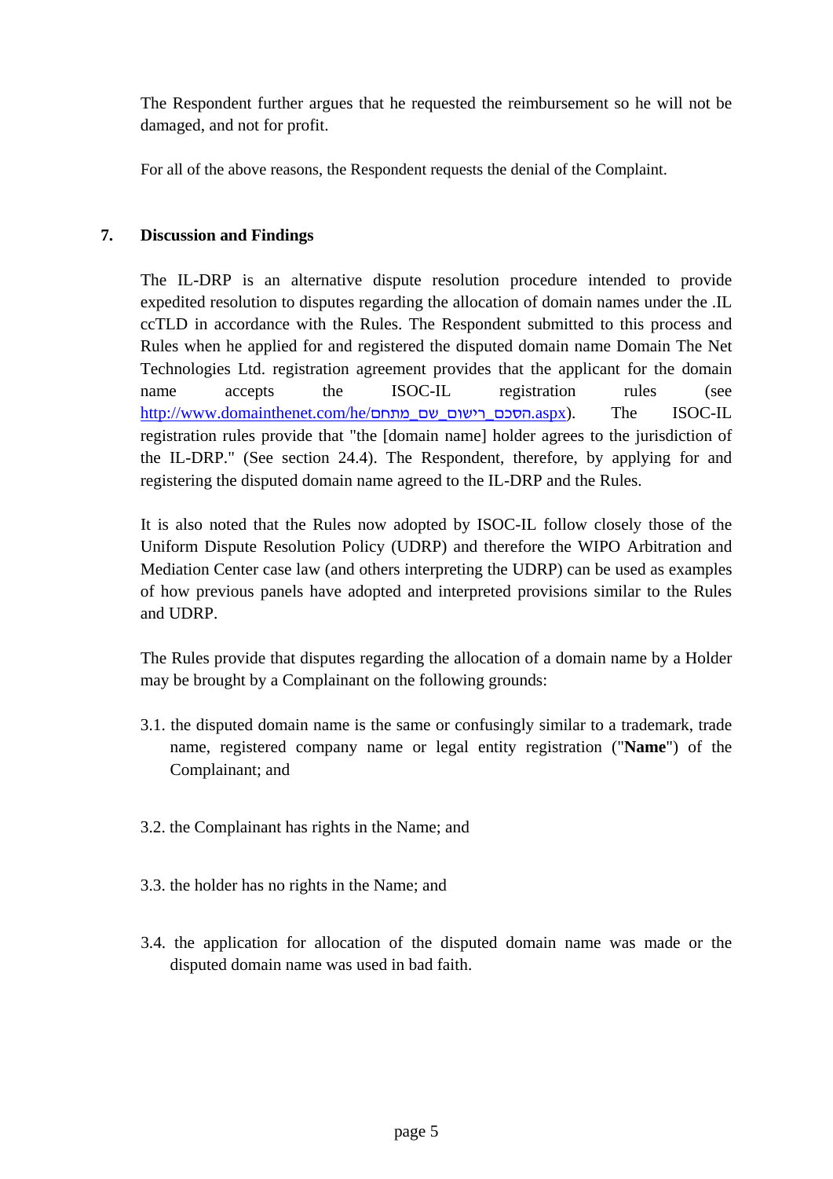The Respondent further argues that he requested the reimbursement so he will not be damaged, and not for profit.

For all of the above reasons, the Respondent requests the denial of the Complaint.

## 7. Discussion and Findings

The IL-DRP is an alternative dispute resolution procedure intended to provide expedited resolution to disputes regarding the allocation of domain names under the .IL ccTLD in accordance with the Rules. The Respondent submitted to this process and Rules when he applied for and registered the disputed domain name Domain The Net Technologies Ltd. registration agreement provides that the applicant for the domain name accepts the ISOC-IL registration rules (see http://www.domainthenet.com/he/הסכם_רישום_שם_מתחם.aspx). The ISOC-IL registration rules provide that "the [domain name] holder agrees to the jurisdiction of the IL-DRP." (See section 24.4). The Respondent, therefore, by applying for and registering the disputed domain name agreed to the IL-DRP and the Rules.

It is also noted that the Rules now adopted by ISOC-IL follow closely those of the Uniform Dispute Resolution Policy (UDRP) and therefore the WIPO Arbitration and Mediation Center case law (and others interpreting the UDRP) can be used as examples of how previous panels have adopted and interpreted provisions similar to the Rules and UDRP.

The Rules provide that disputes regarding the allocation of a domain name by a Holder may be brought by a Complainant on the following grounds:

3.1. the disputed domain name is the same or confusingly similar to a trademark, trade name, registered company name or legal entity registration ("**Name**") of the Complainant; and

3.2. the Complainant has rights in the Name; and

3.3. the holder has no rights in the Name; and

3.4. the application for allocation of the disputed domain name was made or the disputed domain name was used in bad faith.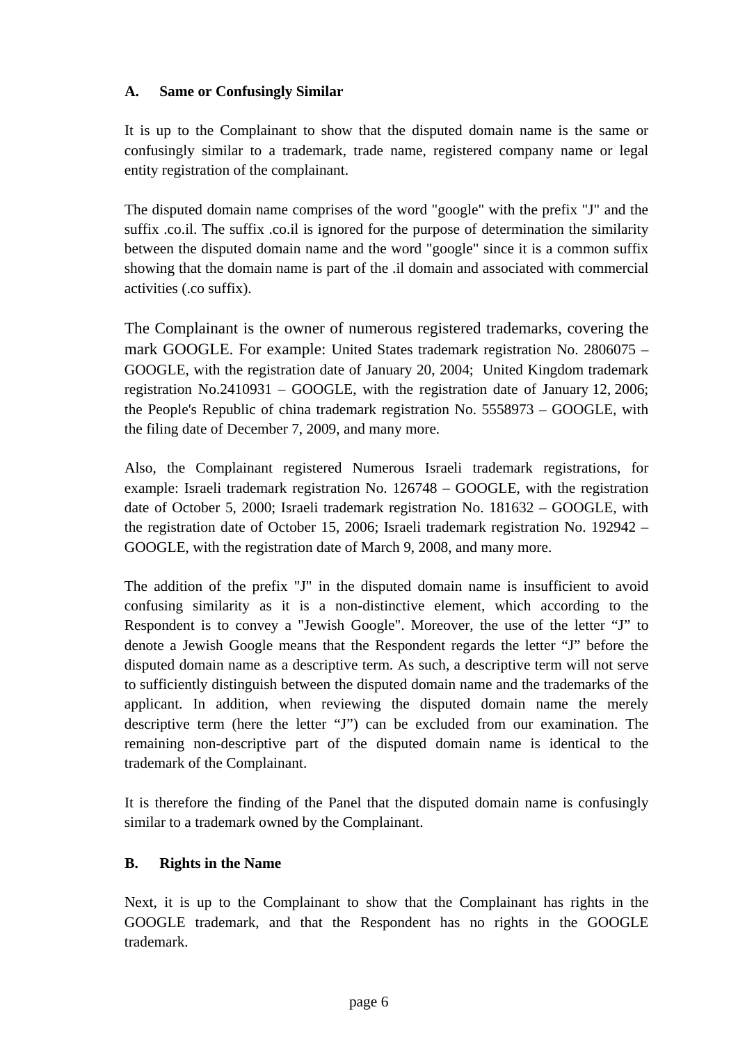### A. Same or Confusingly Similar

It is up to the Complainant to show that the disputed domain name is the same or confusingly similar to a trademark, trade name, registered company name or legal entity registration of the complainant.

The disputed domain name comprises of the word "google" with the prefix "J" and the suffix .co.il. The suffix .co.il is ignored for the purpose of determination the similarity between the disputed domain name and the word "google" since it is a common suffix showing that the domain name is part of the .il domain and associated with commercial activities (.co suffix).

The Complainant is the owner of numerous registered trademarks, covering the mark GOOGLE. For example: United States trademark registration No. 2806075 – GOOGLE, with the registration date of January 20, 2004; United Kingdom trademark registration No.2410931 – GOOGLE, with the registration date of January 12, 2006; the People's Republic of china trademark registration No. 5558973 – GOOGLE, with the filing date of December 7, 2009, and many more.

Also, the Complainant registered Numerous Israeli trademark registrations, for example: Israeli trademark registration No. 126748 – GOOGLE, with the registration date of October 5, 2000; Israeli trademark registration No. 181632 – GOOGLE, with the registration date of October 15, 2006; Israeli trademark registration No. 192942 – GOOGLE, with the registration date of March 9, 2008, and many more.

The addition of the prefix "J" in the disputed domain name is insufficient to avoid confusing similarity as it is a non-distinctive element, which according to the Respondent is to convey a "Jewish Google". Moreover, the use of the letter "J" to denote a Jewish Google means that the Respondent regards the letter "J" before the disputed domain name as a descriptive term. As such, a descriptive term will not serve to sufficiently distinguish between the disputed domain name and the trademarks of the applicant. In addition, when reviewing the disputed domain name the merely descriptive term (here the letter "J") can be excluded from our examination. The remaining non-descriptive part of the disputed domain name is identical to the trademark of the Complainant.

It is therefore the finding of the Panel that the disputed domain name is confusingly similar to a trademark owned by the Complainant.

### B. Rights in the Name

Next, it is up to the Complainant to show that the Complainant has rights in the GOOGLE trademark, and that the Respondent has no rights in the GOOGLE trademark.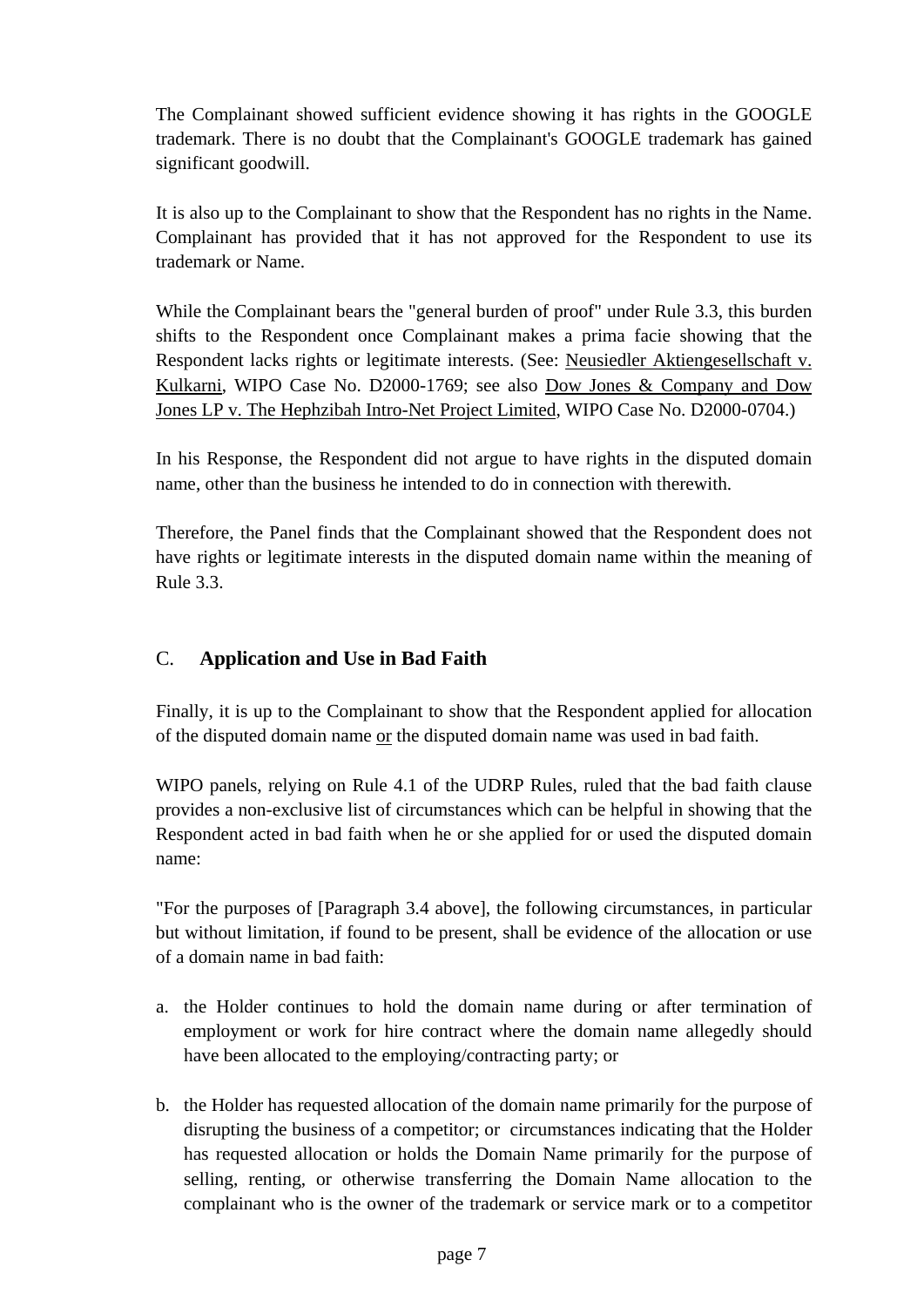The Complainant showed sufficient evidence showing it has rights in the GOOGLE trademark. There is no doubt that the Complainant's GOOGLE trademark has gained significant goodwill.

It is also up to the Complainant to show that the Respondent has no rights in the Name. Complainant has provided that it has not approved for the Respondent to use its trademark or Name.

While the Complainant bears the "general burden of proof" under Rule 3.3, this burden shifts to the Respondent once Complainant makes a prima facie showing that the Respondent lacks rights or legitimate interests. (See: Neusiedler Aktiengesellschaft v. Kulkarni, WIPO Case No. D2000-1769; see also Dow Jones & Company and Dow Jones LP v. The Hephzibah Intro-Net Project Limited, WIPO Case No. D2000-0704.)

In his Response, the Respondent did not argue to have rights in the disputed domain name, other than the business he intended to do in connection with therewith.

Therefore, the Panel finds that the Complainant showed that the Respondent does not have rights or legitimate interests in the disputed domain name within the meaning of Rule 3.3.

## C. **Application and Use in Bad Faith**

Finally, it is up to the Complainant to show that the Respondent applied for allocation of the disputed domain name or the disputed domain name was used in bad faith.

WIPO panels, relying on Rule 4.1 of the UDRP Rules, ruled that the bad faith clause provides a non-exclusive list of circumstances which can be helpful in showing that the Respondent acted in bad faith when he or she applied for or used the disputed domain name:

"For the purposes of [Paragraph 3.4 above], the following circumstances, in particular but without limitation, if found to be present, shall be evidence of the allocation or use of a domain name in bad faith:

a. the Holder continues to hold the domain name during or after termination of employment or work for hire contract where the domain name allegedly should have been allocated to the employing/contracting party; or

b. the Holder has requested allocation of the domain name primarily for the purpose of disrupting the business of a competitor; or circumstances indicating that the Holder has requested allocation or holds the Domain Name primarily for the purpose of selling, renting, or otherwise transferring the Domain Name allocation to the complainant who is the owner of the trademark or service mark or to a competitor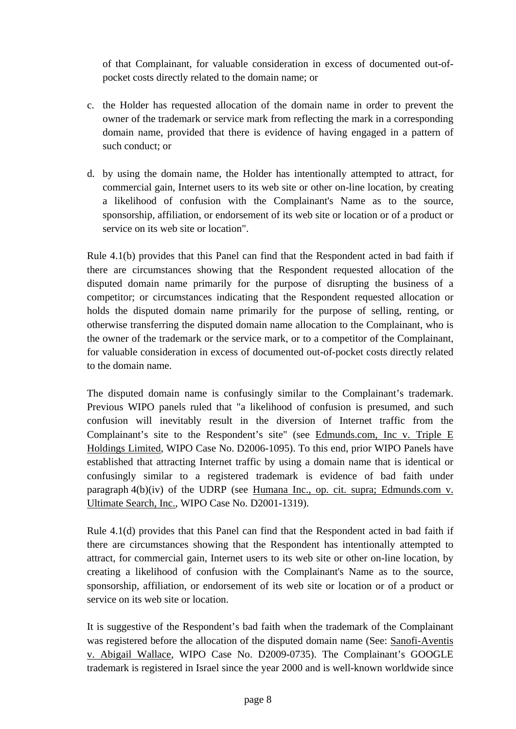of that Complainant, for valuable consideration in excess of documented out-of-pocket costs directly related to the domain name; or

c. the Holder has requested allocation of the domain name in order to prevent the owner of the trademark or service mark from reflecting the mark in a corresponding domain name, provided that there is evidence of having engaged in a pattern of such conduct; or

d. by using the domain name, the Holder has intentionally attempted to attract, for commercial gain, Internet users to its web site or other on-line location, by creating a likelihood of confusion with the Complainant's Name as to the source, sponsorship, affiliation, or endorsement of its web site or location or of a product or service on its web site or location".

Rule 4.1(b) provides that this Panel can find that the Respondent acted in bad faith if there are circumstances showing that the Respondent requested allocation of the disputed domain name primarily for the purpose of disrupting the business of a competitor; or circumstances indicating that the Respondent requested allocation or holds the disputed domain name primarily for the purpose of selling, renting, or otherwise transferring the disputed domain name allocation to the Complainant, who is the owner of the trademark or the service mark, or to a competitor of the Complainant, for valuable consideration in excess of documented out-of-pocket costs directly related to the domain name.

The disputed domain name is confusingly similar to the Complainant's trademark. Previous WIPO panels ruled that "a likelihood of confusion is presumed, and such confusion will inevitably result in the diversion of Internet traffic from the Complainant's site to the Respondent's site" (see Edmunds.com, Inc v. Triple E Holdings Limited, WIPO Case No. D2006-1095). To this end, prior WIPO Panels have established that attracting Internet traffic by using a domain name that is identical or confusingly similar to a registered trademark is evidence of bad faith under paragraph 4(b)(iv) of the UDRP (see Humana Inc., op. cit. supra; Edmunds.com v. Ultimate Search, Inc., WIPO Case No. D2001-1319).

Rule 4.1(d) provides that this Panel can find that the Respondent acted in bad faith if there are circumstances showing that the Respondent has intentionally attempted to attract, for commercial gain, Internet users to its web site or other on-line location, by creating a likelihood of confusion with the Complainant's Name as to the source, sponsorship, affiliation, or endorsement of its web site or location or of a product or service on its web site or location.

It is suggestive of the Respondent's bad faith when the trademark of the Complainant was registered before the allocation of the disputed domain name (See: Sanofi-Aventis v. Abigail Wallace, WIPO Case No. D2009-0735). The Complainant's GOOGLE trademark is registered in Israel since the year 2000 and is well-known worldwide since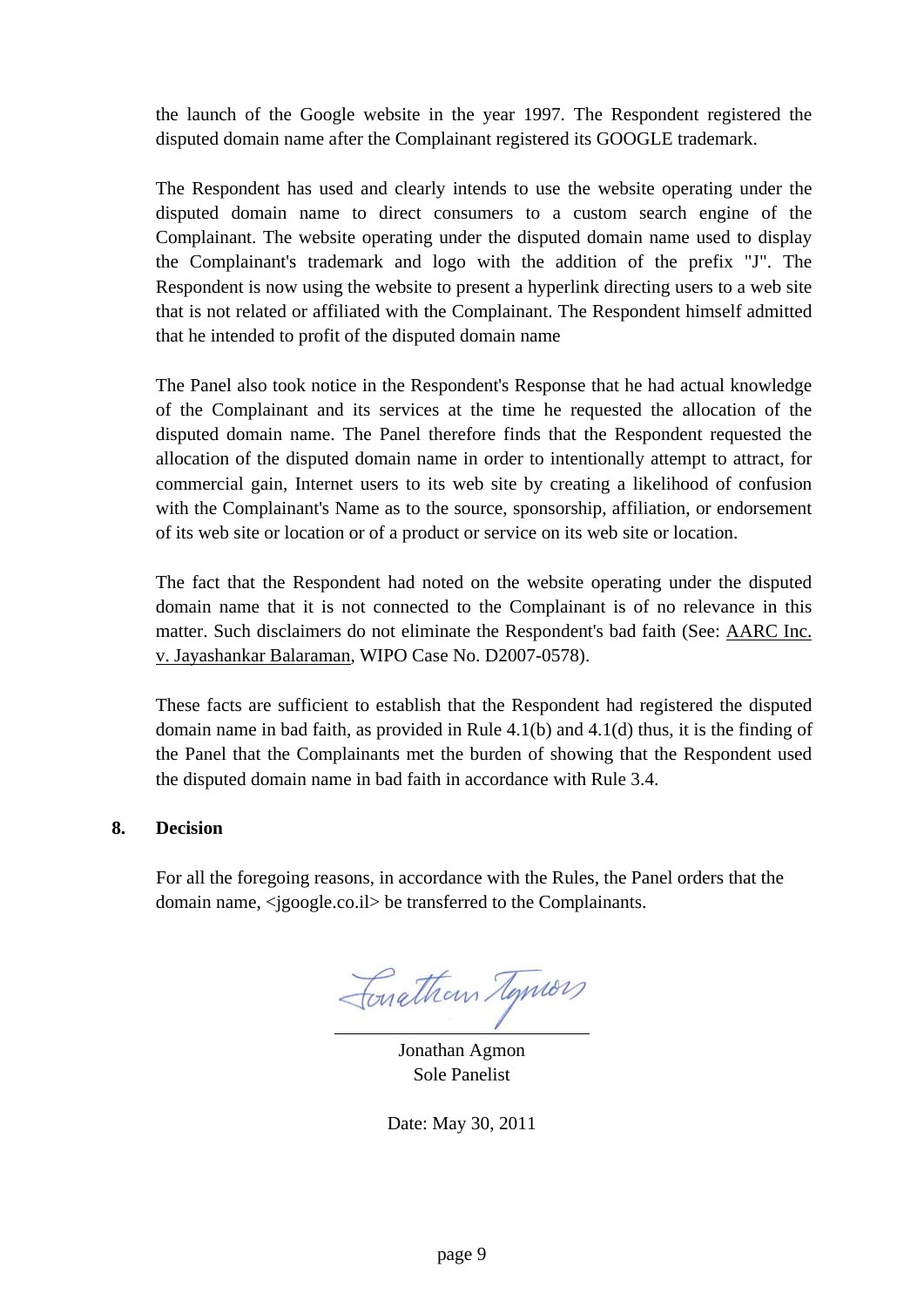the launch of the Google website in the year 1997. The Respondent registered the disputed domain name after the Complainant registered its GOOGLE trademark.

The Respondent has used and clearly intends to use the website operating under the disputed domain name to direct consumers to a custom search engine of the Complainant. The website operating under the disputed domain name used to display the Complainant's trademark and logo with the addition of the prefix "J". The Respondent is now using the website to present a hyperlink directing users to a web site that is not related or affiliated with the Complainant. The Respondent himself admitted that he intended to profit of the disputed domain name

The Panel also took notice in the Respondent's Response that he had actual knowledge of the Complainant and its services at the time he requested the allocation of the disputed domain name. The Panel therefore finds that the Respondent requested the allocation of the disputed domain name in order to intentionally attempt to attract, for commercial gain, Internet users to its web site by creating a likelihood of confusion with the Complainant's Name as to the source, sponsorship, affiliation, or endorsement of its web site or location or of a product or service on its web site or location.

The fact that the Respondent had noted on the website operating under the disputed domain name that it is not connected to the Complainant is of no relevance in this matter. Such disclaimers do not eliminate the Respondent's bad faith (See: AARC Inc. v. Jayashankar Balaraman, WIPO Case No. D2007-0578).

These facts are sufficient to establish that the Respondent had registered the disputed domain name in bad faith, as provided in Rule 4.1(b) and 4.1(d) thus, it is the finding of the Panel that the Complainants met the burden of showing that the Respondent used the disputed domain name in bad faith in accordance with Rule 3.4.

## 8. Decision

For all the foregoing reasons, in accordance with the Rules, the Panel orders that the domain name, <jgoogle.co.il> be transferred to the Complainants.

Jonathan Agmon
Sole Panelist

Date: May 30, 2011